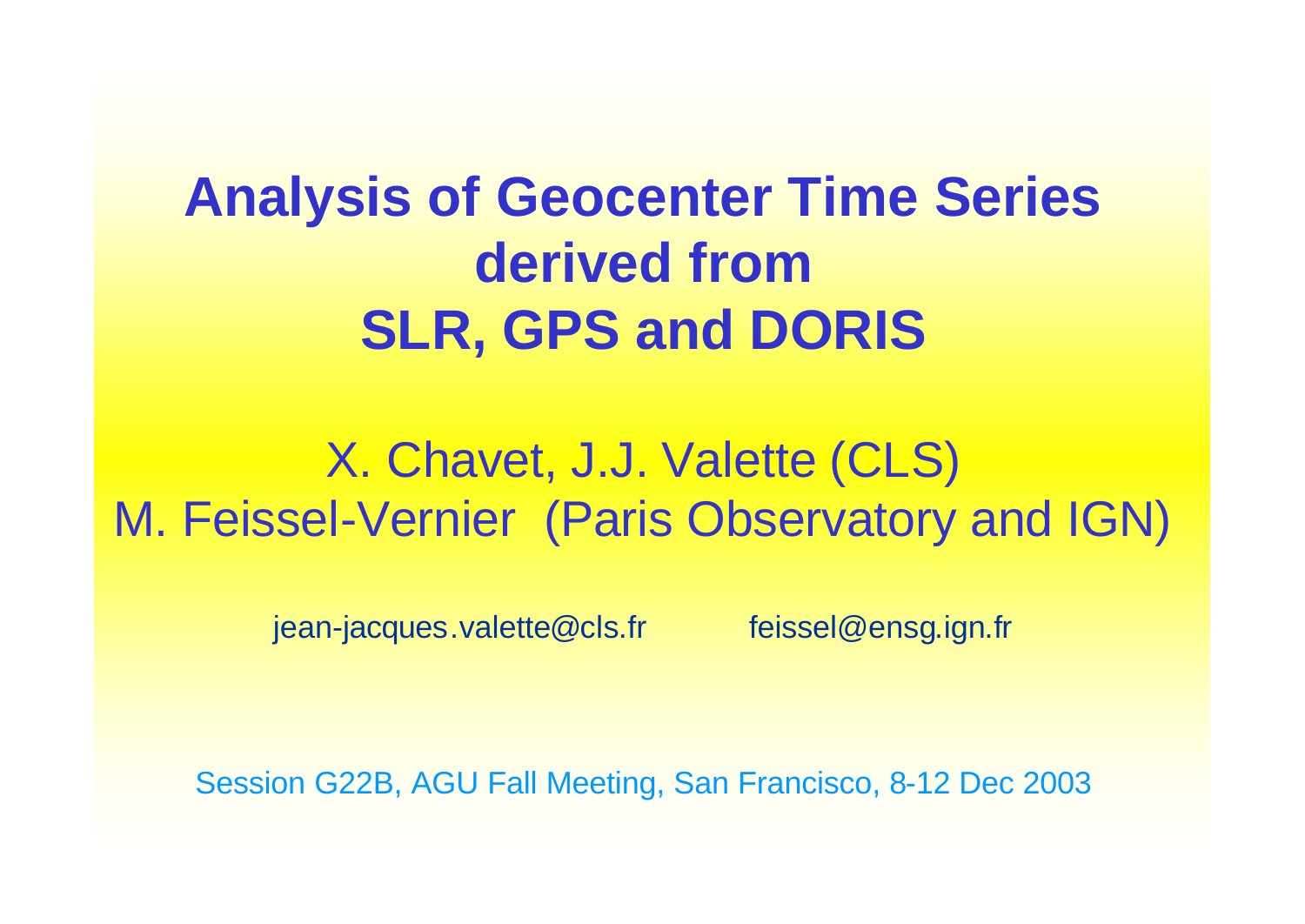# Analysis of Geocenter Time Series derived from SLR, GPS and DORIS

X. Chavet, J.J. Valette (CLS)
M. Feissel-Vernier (Paris Observatory and IGN)

jean-jacques.valette@cls.fr feissel@ensg.ign.fr

Session G22B, AGU Fall Meeting, San Francisco, 8-12 Dec 2003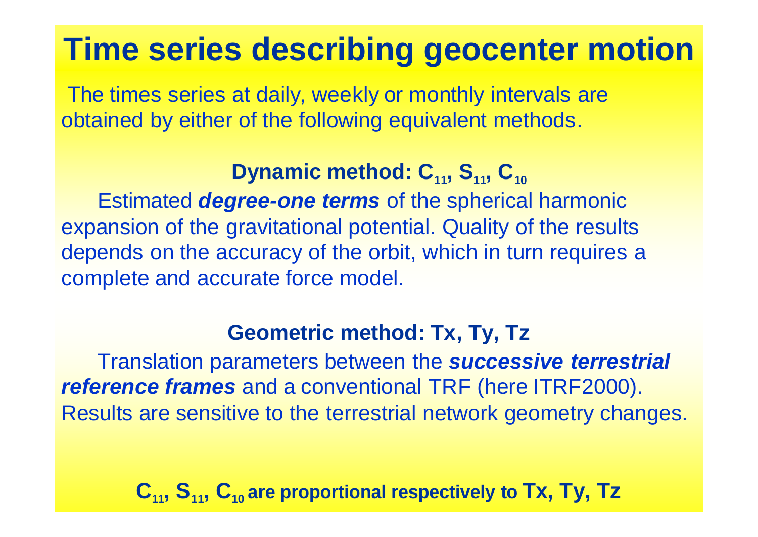# Time series describing geocenter motion

The times series at daily, weekly or monthly intervals are obtained by either of the following equivalent methods.

**Dynamic method: $C_{11}$, $S_{11}$, $C_{10}$**

Estimated ***degree-one terms*** of the spherical harmonic expansion of the gravitational potential. Quality of the results depends on the accuracy of the orbit, which in turn requires a complete and accurate force model.

**Geometric method: Tx, Ty, Tz**

Translation parameters between the ***successive terrestrial reference frames*** and a conventional TRF (here ITRF2000). Results are sensitive to the terrestrial network geometry changes.

**$C_{11}$, $S_{11}$, $C_{10}$ are proportional respectively to Tx, Ty, Tz**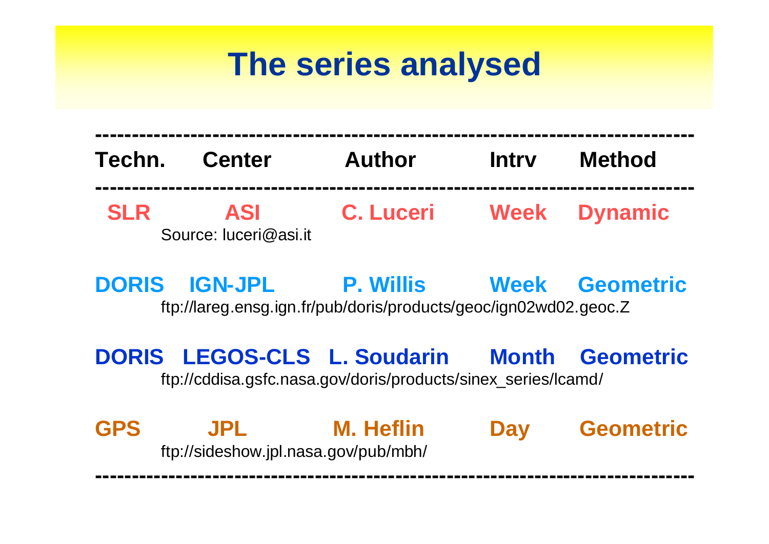# The series analysed

| Techn. | Center | Author | Intrv | Method |
|---|---|---|---|---|
| SLR | ASI | C. Luceri | Week | Dynamic |
| | Source: luceri@asi.it | | | |
| DORIS | IGN-JPL | P. Willis | Week | Geometric |
| | ftp://lareg.ensg.ign.fr/pub/doris/products/geoc/ign02wd02.geoc.Z | | | |
| DORIS | LEGOS-CLS | L. Soudarin | Month | Geometric |
| | ftp://cddisa.gsfc.nasa.gov/doris/products/sinex_series/lcamd/ | | | |
| GPS | JPL | M. Heflin | Day | Geometric |
| | ftp://sideshow.jpl.nasa.gov/pub/mbh/ | | | |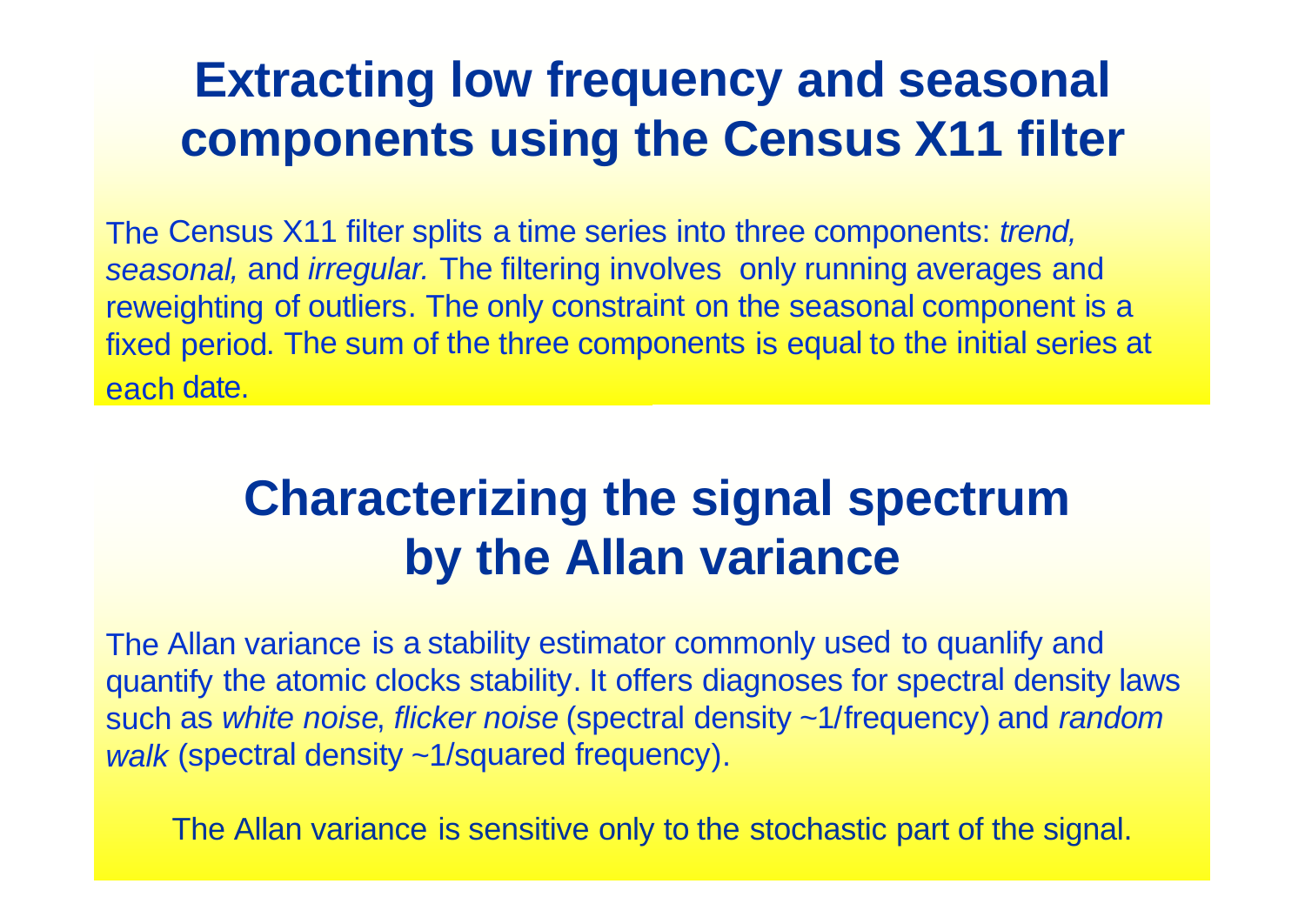# Extracting low frequency and seasonal components using the Census X11 filter

The Census X11 filter splits a time series into three components: *trend, seasonal,* and *irregular.* The filtering involves only running averages and reweighting of outliers. The only constraint on the seasonal component is a fixed period. The sum of the three components is equal to the initial series at each date.

# Characterizing the signal spectrum by the Allan variance

The Allan variance is a stability estimator commonly used to quanlify and quantify the atomic clocks stability. It offers diagnoses for spectral density laws such as *white noise*, *flicker noise* (spectral density ~1/frequency) and *random walk* (spectral density ~1/squared frequency).

The Allan variance is sensitive only to the stochastic part of the signal.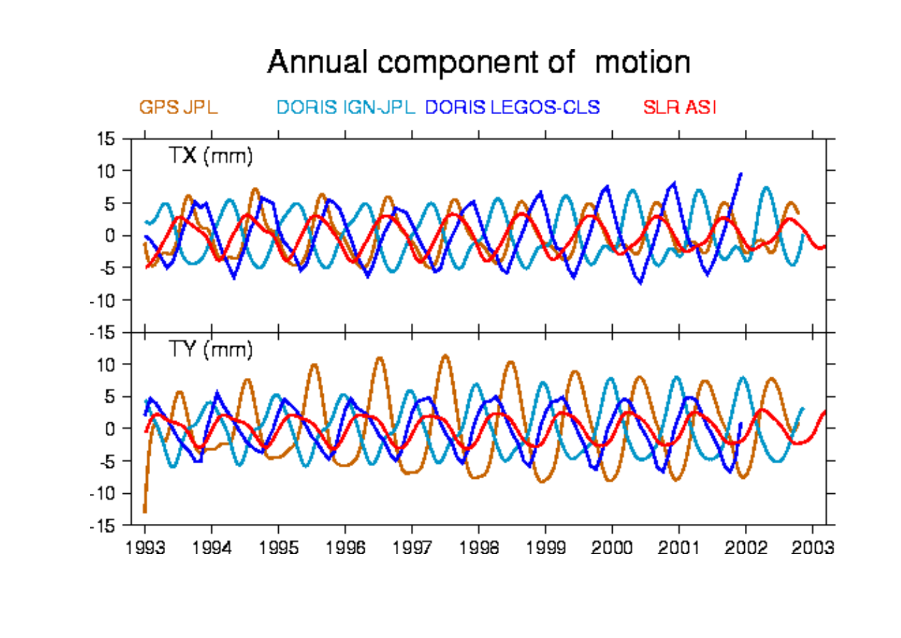Annual component of motion

GPS JPL

DORIS IGN-JPL

DORIS LEGOS-CLS

SLR ASI

TX (mm)

15
10
5
0
-5
-10
-15

TY (mm)

10
5
0
-5
-10
-15

1993 1994 1995 1996 1997 1998 1999 2000 2001 2002 2003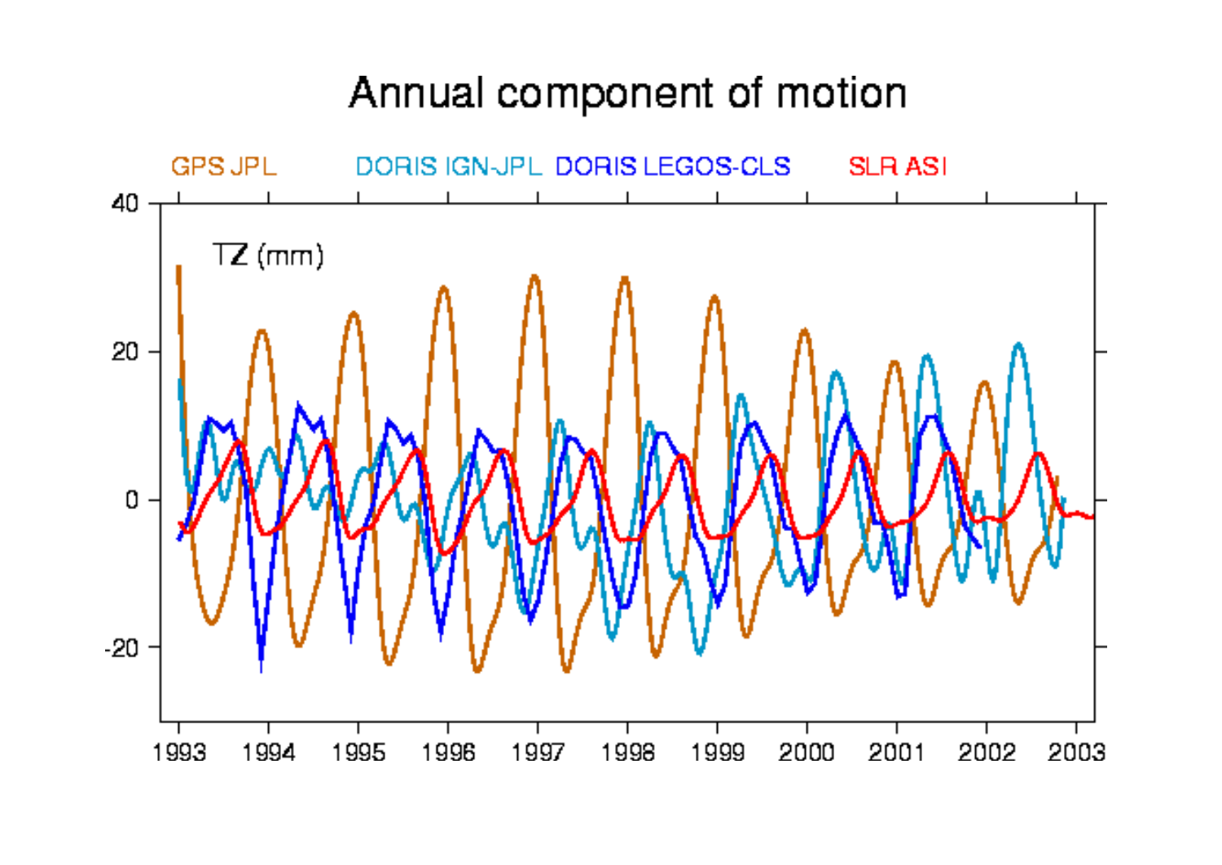Annual component of motion

GPS JPL DORIS IGN-JPL DORIS LEGOS-CLS SLR ASI

TZ (mm)

40
20
0
-20

1993 1994 1995 1996 1997 1998 1999 2000 2001 2002 2003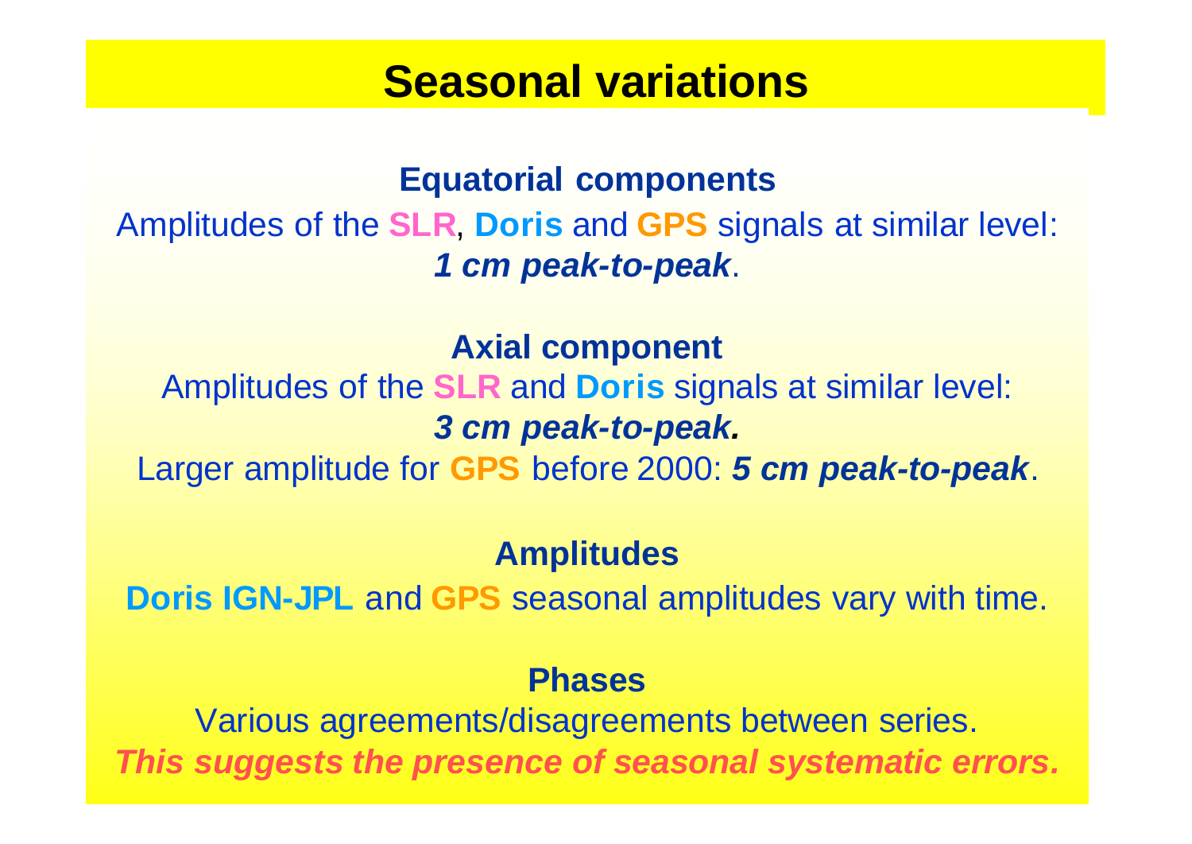# Seasonal variations

### Equatorial components

Amplitudes of the **SLR**, **Doris** and **GPS** signals at similar level: ***1 cm peak-to-peak***.

### Axial component

Amplitudes of the **SLR** and **Doris** signals at similar level: ***3 cm peak-to-peak.***

Larger amplitude for **GPS** before 2000: ***5 cm peak-to-peak***.

### Amplitudes

**Doris IGN-JPL** and **GPS** seasonal amplitudes vary with time.

### Phases

Various agreements/disagreements between series.

***This suggests the presence of seasonal systematic errors.***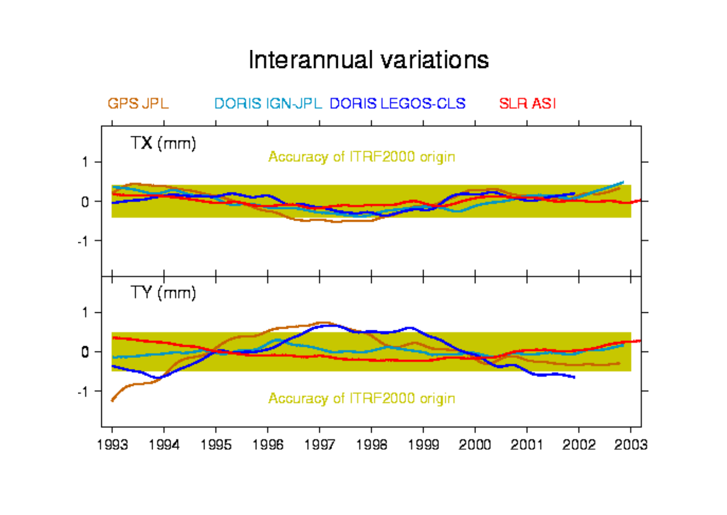Interannual variations

GPS JPL DORIS IGN-JPL DORIS LEGOS-CLS SLR ASI

TX (mm)

Accuracy of ITRF2000 origin

1
0
-1

TY (mm)

1
0
-1

Accuracy of ITRF2000 origin

1993 1994 1995 1996 1997 1998 1999 2000 2001 2002 2003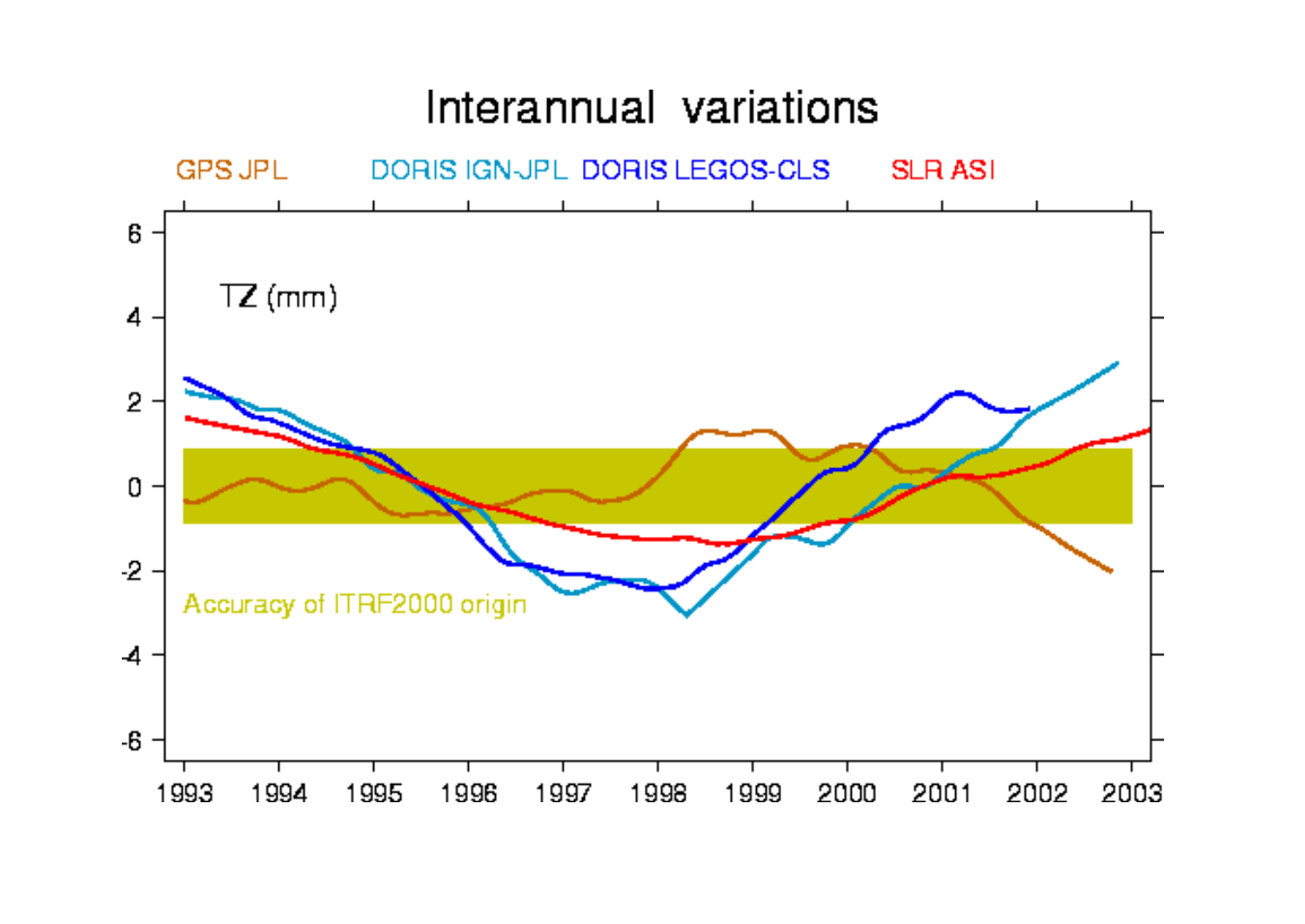Interannual variations

GPS JPL DORIS IGN-JPL DORIS LEGOS-CLS SLR ASI

TZ (mm)

6

4

2

0

-2

-4

-6

Accuracy of ITRF2000 origin

1993 1994 1995 1996 1997 1998 1999 2000 2001 2002 2003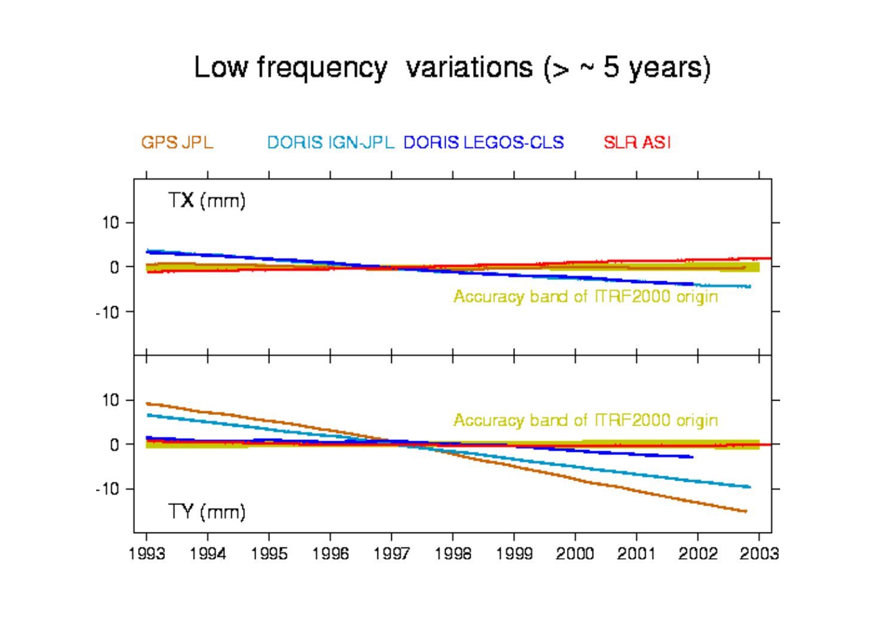# Low frequency variations (> ~ 5 years)

GPS JPL DORIS IGN-JPL DORIS LEGOS-CLS SLR ASI

TX (mm)

10

0

-10

Accuracy band of ITRF2000 origin

10

0

-10

Accuracy band of ITRF2000 origin

TY (mm)

1993 1994 1995 1996 1997 1998 1999 2000 2001 2002 2003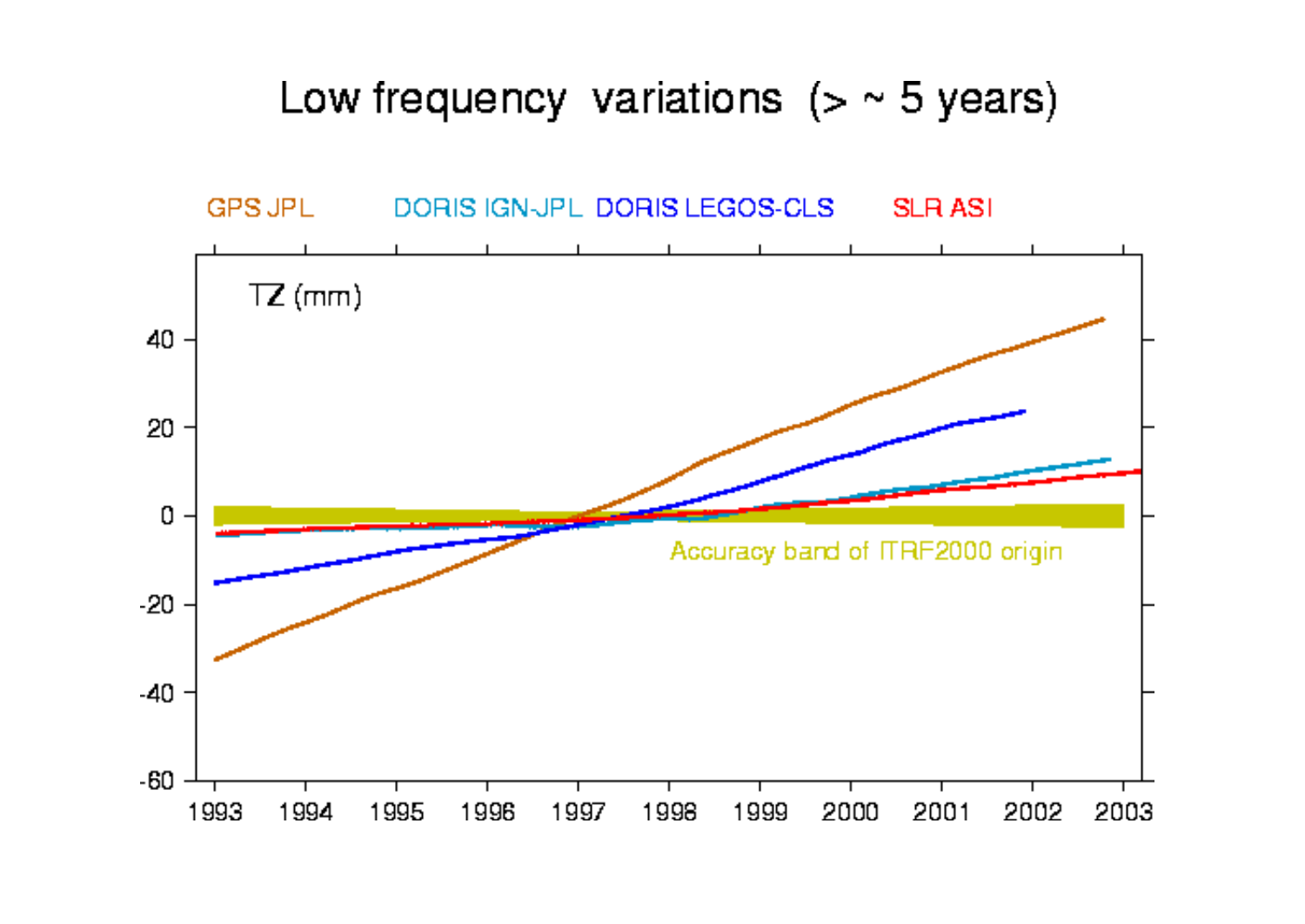# Low frequency variations (> ~ 5 years)

GPS JPL

DORIS IGN-JPL

DORIS LEGOS-CLS

SLR ASI

TZ (mm)

40

20

0

-20

-40

-60

1993 1994 1995 1996 1997 1998 1999 2000 2001 2002 2003

Accuracy band of ITRF2000 origin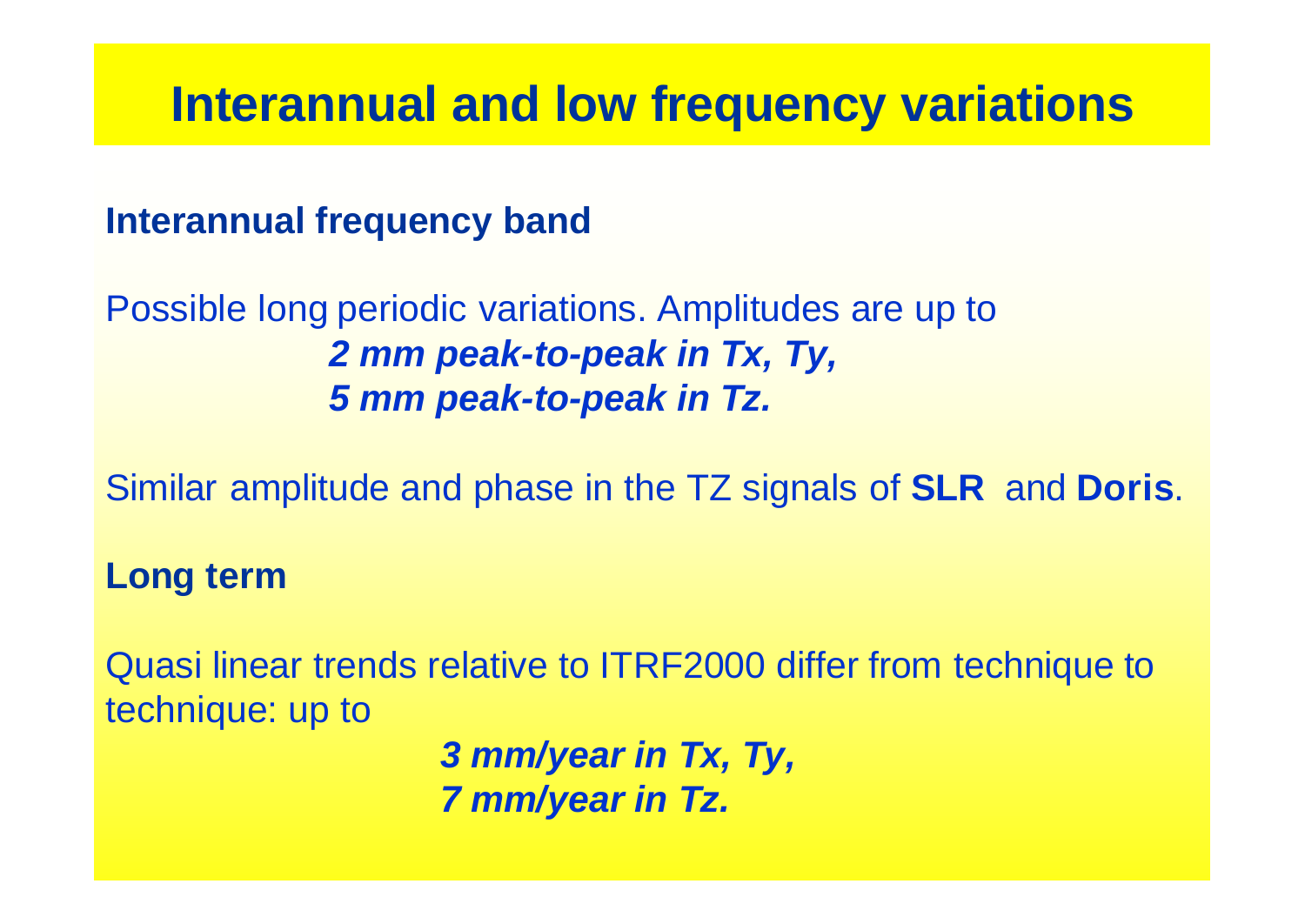# Interannual and low frequency variations

**Interannual frequency band**

Possible long periodic variations. Amplitudes are up to

***2 mm peak-to-peak in Tx, Ty,***
***5 mm peak-to-peak in Tz.***

Similar amplitude and phase in the TZ signals of **SLR** and **Doris**.

**Long term**

Quasi linear trends relative to ITRF2000 differ from technique to technique: up to

***3 mm/year in Tx, Ty,***
***7 mm/year in Tz.***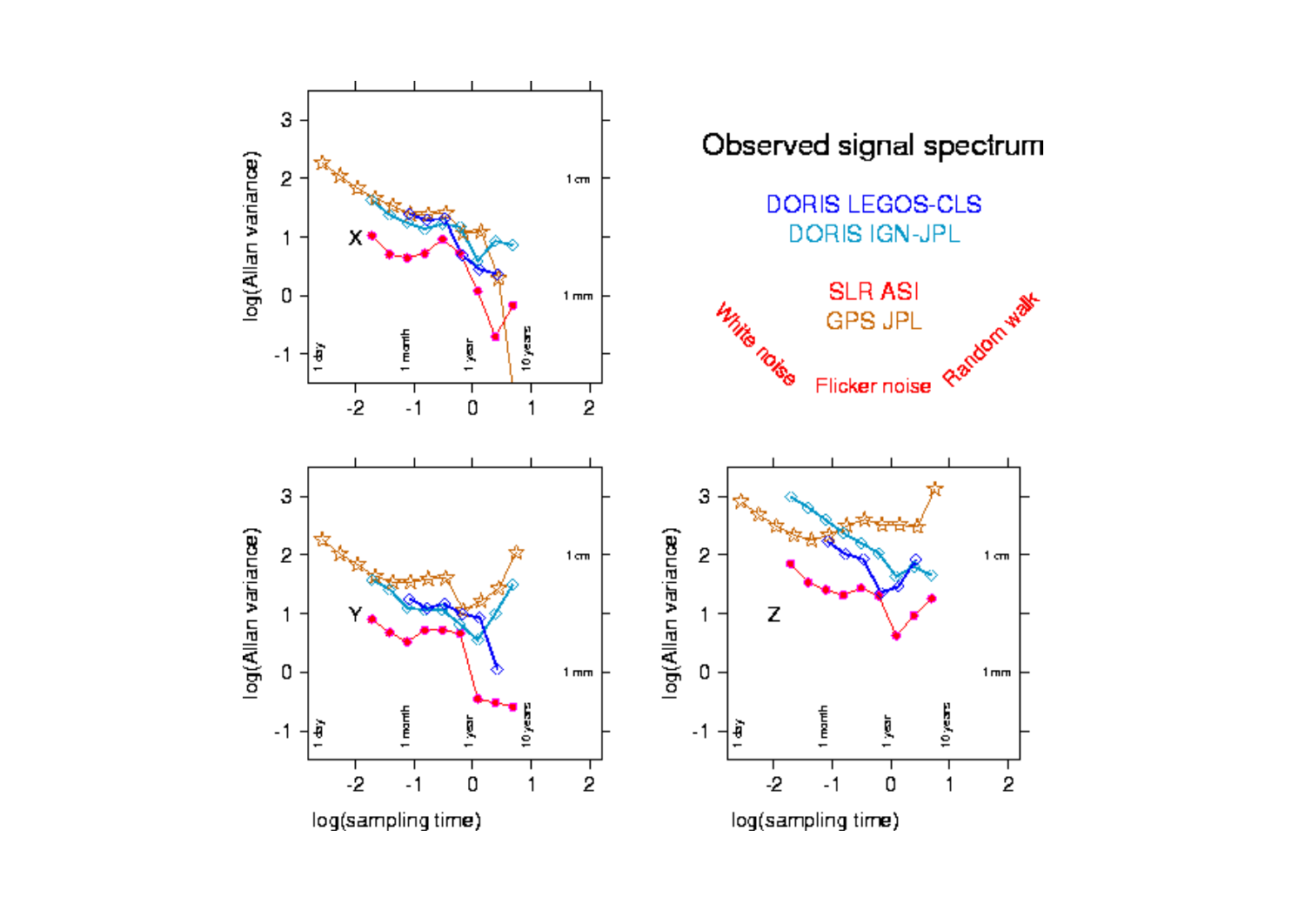Observed signal spectrum

DORIS LEGOS-CLS

DORIS IGN-JPL

SLR ASI

GPS JPL

White noise

Flicker noise

Random walk

X

Y

Z

log(Allan variance)

log(sampling time)

1 day

1 month

1 year

10 years

1 cm

1 mm

3

2

1

0

-1

-2

-1

0

1

2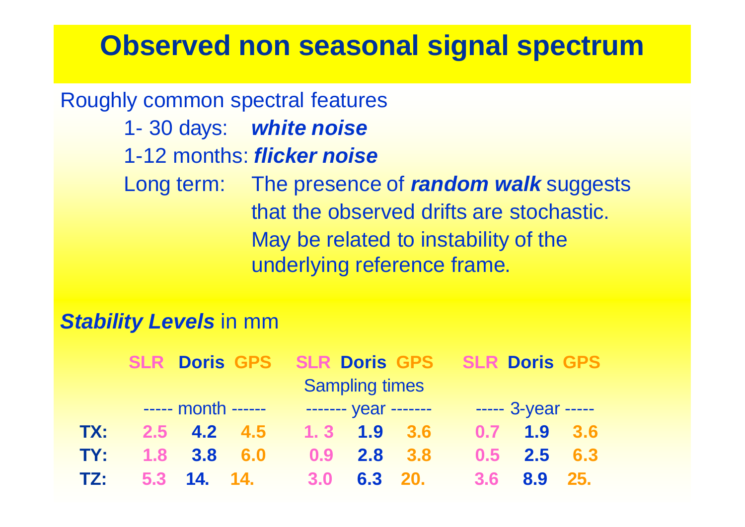# Observed non seasonal signal spectrum

Roughly common spectral features

- 1- 30 days: ***white noise***
- 1-12 months: ***flicker noise***
- Long term: The presence of ***random walk*** suggests that the observed drifts are stochastic. May be related to instability of the underlying reference frame.

***Stability Levels*** in mm

| | SLR | Doris | GPS | SLR | Doris | GPS | SLR | Doris | GPS |
|---|---|---|---|---|---|---|---|---|---|
| | Sampling times | | | | | | | | |
| | ----- month ------ | | | ------- year ------- | | | ----- 3-year ----- | | |
| **TX:** | **2.5** | **4.2** | **4.5** | **1. 3** | **1.9** | **3.6** | **0.7** | **1.9** | **3.6** |
| **TY:** | **1.8** | **3.8** | **6.0** | **0.9** | **2.8** | **3.8** | **0.5** | **2.5** | **6.3** |
| **TZ:** | **5.3** | **14.** | **14.** | **3.0** | **6.3** | **20.** | **3.6** | **8.9** | **25.** |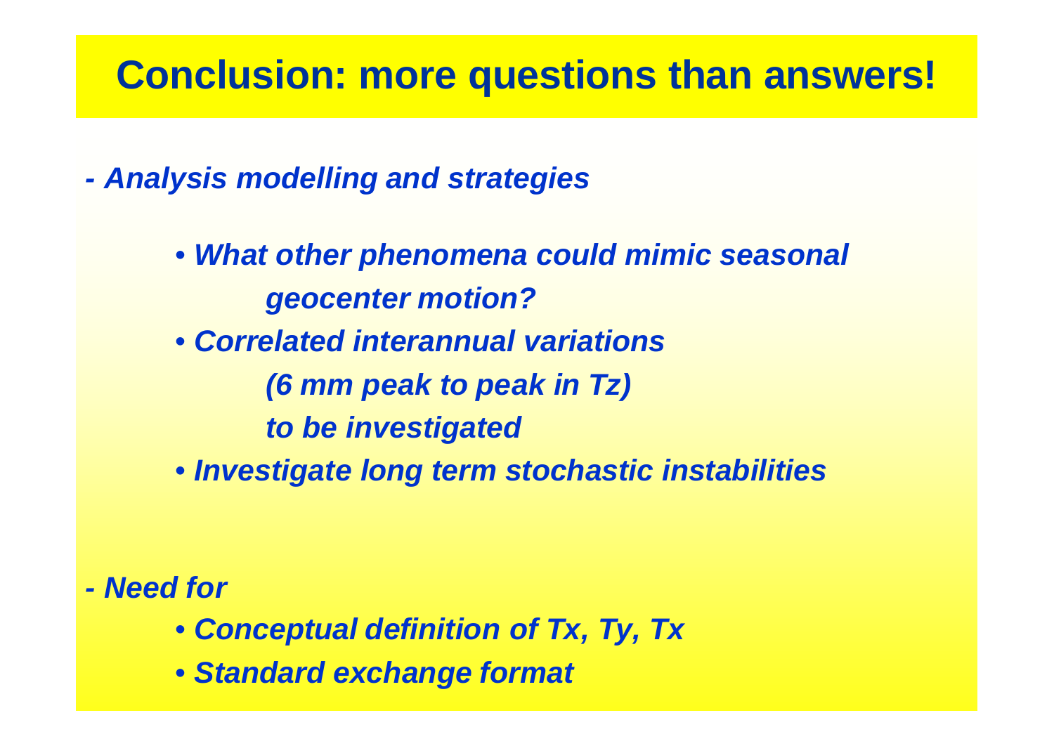# Conclusion: more questions than answers!

- *Analysis modelling and strategies*

  - *What other phenomena could mimic seasonal geocenter motion?*
  - *Correlated interannual variations (6 mm peak to peak in Tz) to be investigated*
  - *Investigate long term stochastic instabilities*

- *Need for*

  - *Conceptual definition of Tx, Ty, Tx*
  - *Standard exchange format*